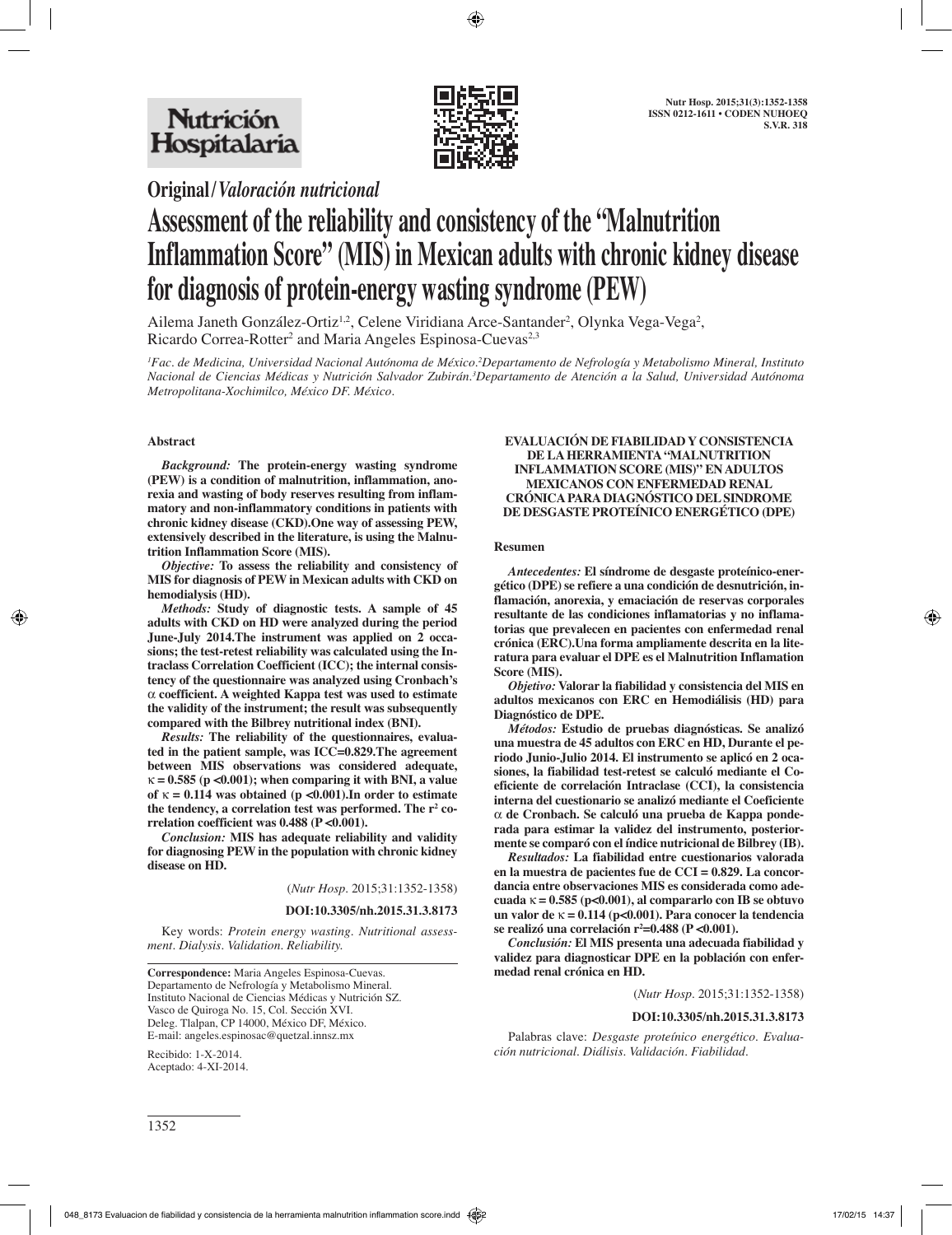**Original/Valoración nutricional**

# Assessment of the reliability and consistency of the "Malnutrition Inflammation Score" (MIS) in Mexican adults with chronic kidney disease for diagnosis of protein-energy wasting syndrome (PEW)

Ailema Janeth González-Ortiz[1,2], Celene Viridiana Arce-Santander[2], Olynka Vega-Vega[2], Ricardo Correa-Rotter[2] and Maria Angeles Espinosa-Cuevas[2,3]

*[1]Fac. de Medicina, Universidad Nacional Autónoma de México.[2]Departamento de Nefrología y Metabolismo Mineral, Instituto Nacional de Ciencias Médicas y Nutrición Salvador Zubirán.[3]Departamento de Atención a la Salud, Universidad Autónoma Metropolitana-Xochimilco, México DF. México.*

## Abstract

***Background:*** **The protein-energy wasting syndrome (PEW) is a condition of malnutrition, inflammation, anorexia and wasting of body reserves resulting from inflammatory and non-inflammatory conditions in patients with chronic kidney disease (CKD).One way of assessing PEW, extensively described in the literature, is using the Malnutrition Inflammation Score (MIS).**

***Objective:*** **To assess the reliability and consistency of MIS for diagnosis of PEW in Mexican adults with CKD on hemodialysis (HD).**

***Methods:*** **Study of diagnostic tests. A sample of 45 adults with CKD on HD were analyzed during the period June-July 2014.The instrument was applied on 2 occasions; the test-retest reliability was calculated using the Intraclass Correlation Coefficient (ICC); the internal consistency of the questionnaire was analyzed using Cronbach's $\alpha$ coefficient. A weighted Kappa test was used to estimate the validity of the instrument; the result was subsequently compared with the Bilbrey nutritional index (BNI).**

***Results:*** **The reliability of the questionnaires, evaluated in the patient sample, was ICC=0.829.The agreement between MIS observations was considered adequate, $\kappa = 0.585$ ($p < 0.001$); when comparing it with BNI, a value of $\kappa = 0.114$ was obtained ($p < 0.001$).In order to estimate the tendency, a correlation test was performed. The $r^2$ correlation coefficient was 0.488 ($P < 0.001$).**

***Conclusion:*** **MIS has adequate reliability and validity for diagnosing PEW in the population with chronic kidney disease on HD.**

(*Nutr Hosp.* 2015;31:1352-1358)

**DOI:10.3305/nh.2015.31.3.8173**

Key words: *Protein energy wasting. Nutritional assessment. Dialysis. Validation. Reliability.*

**Correspondence:** Maria Angeles Espinosa-Cuevas.
Departamento de Nefrología y Metabolismo Mineral.
Instituto Nacional de Ciencias Médicas y Nutrición SZ.
Vasco de Quiroga No. 15, Col. Sección XVI.
Deleg. Tlalpan, CP 14000, México DF, México.
E-mail: angeles.espinosac@quetzal.innsz.mx

Recibido: 1-X-2014.
Aceptado: 4-XI-2014.

**EVALUACIÓN DE FIABILIDAD Y CONSISTENCIA DE LA HERRAMIENTA "MALNUTRITION INFLAMMATION SCORE (MIS)" EN ADULTOS MEXICANOS CON ENFERMEDAD RENAL CRÓNICA PARA DIAGNÓSTICO DEL SINDROME DE DESGASTE PROTEÍNICO ENERGÉTICO (DPE)**

## Resumen

***Antecedentes:*** **El síndrome de desgaste proteínico-energético (DPE) se refiere a una condición de desnutrición, inflamación, anorexia, y emaciación de reservas corporales resultante de las condiciones inflamatorias y no inflamatorias que prevalecen en pacientes con enfermedad renal crónica (ERC).Una forma ampliamente descrita en la literatura para evaluar el DPE es el Malnutrition Inflamation Score (MIS).**

***Objetivo:*** **Valorar la fiabilidad y consistencia del MIS en adultos mexicanos con ERC en Hemodiálisis (HD) para Diagnóstico de DPE.**

***Métodos:*** **Estudio de pruebas diagnósticas. Se analizó una muestra de 45 adultos con ERC en HD, Durante el periodo Junio-Julio 2014. El instrumento se aplicó en 2 ocasiones, la fiabilidad test-retest se calculó mediante el Coeficiente de correlación Intraclase (CCI), la consistencia interna del cuestionario se analizó mediante el Coeficiente $\alpha$ de Cronbach. Se calculó una prueba de Kappa ponderada para estimar la validez del instrumento, posteriormente se comparó con el índice nutricional de Bilbrey (IB).**

***Resultados:*** **La fiabilidad entre cuestionarios valorada en la muestra de pacientes fue de CCI = 0.829. La concordancia entre observaciones MIS es considerada como adecuada $\kappa = 0.585$ ($p<0.001$), al compararlo con IB se obtuvo un valor de $\kappa = 0.114$ ($p<0.001$). Para conocer la tendencia se realizó una correlación $r^2=0.488$ ($P < 0.001$).**

***Conclusión:*** **El MIS presenta una adecuada fiabilidad y validez para diagnosticar DPE en la población con enfermedad renal crónica en HD.**

(*Nutr Hosp.* 2015;31:1352-1358)

**DOI:10.3305/nh.2015.31.3.8173**

Palabras clave: *Desgaste proteínico energético. Evaluación nutricional. Diálisis. Validación. Fiabilidad.*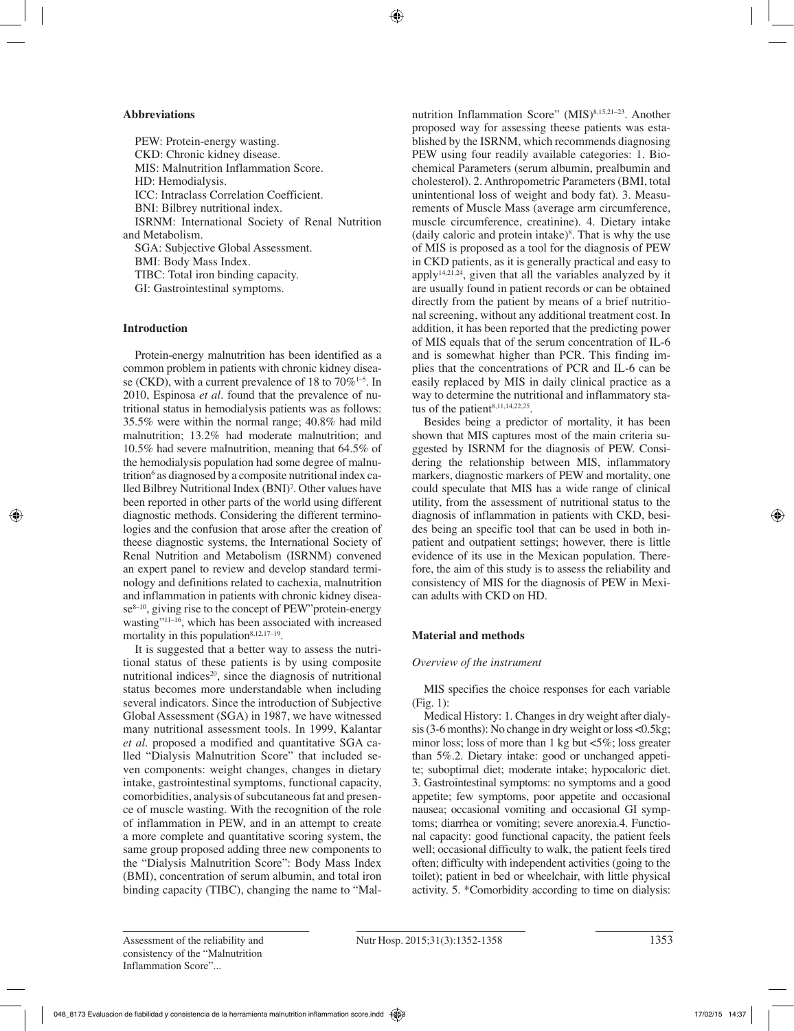### Abbreviations

PEW: Protein-energy wasting.
CKD: Chronic kidney disease.
MIS: Malnutrition Inflammation Score.
HD: Hemodialysis.
ICC: Intraclass Correlation Coefficient.
BNI: Bilbrey nutritional index.
ISRNM: International Society of Renal Nutrition and Metabolism.
SGA: Subjective Global Assessment.
BMI: Body Mass Index.
TIBC: Total iron binding capacity.
GI: Gastrointestinal symptoms.

### Introduction

Protein-energy malnutrition has been identified as a common problem in patients with chronic kidney disease (CKD), with a current prevalence of 18 to 70%[1–5]. In 2010, Espinosa *et al*. found that the prevalence of nutritional status in hemodialysis patients was as follows: 35.5% were within the normal range; 40.8% had mild malnutrition; 13.2% had moderate malnutrition; and 10.5% had severe malnutrition, meaning that 64.5% of the hemodialysis population had some degree of malnutrition[6] as diagnosed by a composite nutritional index called Bilbrey Nutritional Index (BNI)[7]. Other values have been reported in other parts of the world using different diagnostic methods. Considering the different terminologies and the confusion that arose after the creation of theese diagnostic systems, the International Society of Renal Nutrition and Metabolism (ISRNM) convened an expert panel to review and develop standard terminology and definitions related to cachexia, malnutrition and inflammation in patients with chronic kidney disease[8–10], giving rise to the concept of PEW"protein-energy wasting"[11–16], which has been associated with increased mortality in this population[8,12,17–19].

It is suggested that a better way to assess the nutritional status of these patients is by using composite nutritional indices[20], since the diagnosis of nutritional status becomes more understandable when including several indicators. Since the introduction of Subjective Global Assessment (SGA) in 1987, we have witnessed many nutritional assessment tools. In 1999, Kalantar *et al*. proposed a modified and quantitative SGA called "Dialysis Malnutrition Score" that included seven components: weight changes, changes in dietary intake, gastrointestinal symptoms, functional capacity, comorbidities, analysis of subcutaneous fat and presence of muscle wasting. With the recognition of the role of inflammation in PEW, and in an attempt to create a more complete and quantitative scoring system, the same group proposed adding three new components to the "Dialysis Malnutrition Score": Body Mass Index (BMI), concentration of serum albumin, and total iron binding capacity (TIBC), changing the name to "Malnutrition Inflammation Score" (MIS)[8,15,21–23]. Another proposed way for assessing theese patients was established by the ISRNM, which recommends diagnosing PEW using four readily available categories: 1. Biochemical Parameters (serum albumin, prealbumin and cholesterol). 2. Anthropometric Parameters (BMI, total unintentional loss of weight and body fat). 3. Measurements of Muscle Mass (average arm circumference, muscle circumference, creatinine). 4. Dietary intake (daily caloric and protein intake)[8]. That is why the use of MIS is proposed as a tool for the diagnosis of PEW in CKD patients, as it is generally practical and easy to apply[14,21,24], given that all the variables analyzed by it are usually found in patient records or can be obtained directly from the patient by means of a brief nutritional screening, without any additional treatment cost. In addition, it has been reported that the predicting power of MIS equals that of the serum concentration of IL-6 and is somewhat higher than PCR. This finding implies that the concentrations of PCR and IL-6 can be easily replaced by MIS in daily clinical practice as a way to determine the nutritional and inflammatory status of the patient[8,11,14,22,25].

Besides being a predictor of mortality, it has been shown that MIS captures most of the main criteria suggested by ISRNM for the diagnosis of PEW. Considering the relationship between MIS, inflammatory markers, diagnostic markers of PEW and mortality, one could speculate that MIS has a wide range of clinical utility, from the assessment of nutritional status to the diagnosis of inflammation in patients with CKD, besides being an specific tool that can be used in both inpatient and outpatient settings; however, there is little evidence of its use in the Mexican population. Therefore, the aim of this study is to assess the reliability and consistency of MIS for the diagnosis of PEW in Mexican adults with CKD on HD.

### Material and methods

#### *Overview of the instrument*

MIS specifies the choice responses for each variable (Fig. 1):

Medical History: 1. Changes in dry weight after dialysis (3-6 months): No change in dry weight or loss <0.5kg; minor loss; loss of more than 1 kg but <5%; loss greater than 5%.2. Dietary intake: good or unchanged appetite; suboptimal diet; moderate intake; hypocaloric diet. 3. Gastrointestinal symptoms: no symptoms and a good appetite; few symptoms, poor appetite and occasional nausea; occasional vomiting and occasional GI symptoms; diarrhea or vomiting; severe anorexia.4. Functional capacity: good functional capacity, the patient feels well; occasional difficulty to walk, the patient feels tired often; difficulty with independent activities (going to the toilet); patient in bed or wheelchair, with little physical activity. 5. *Comorbidity according to time on dialysis: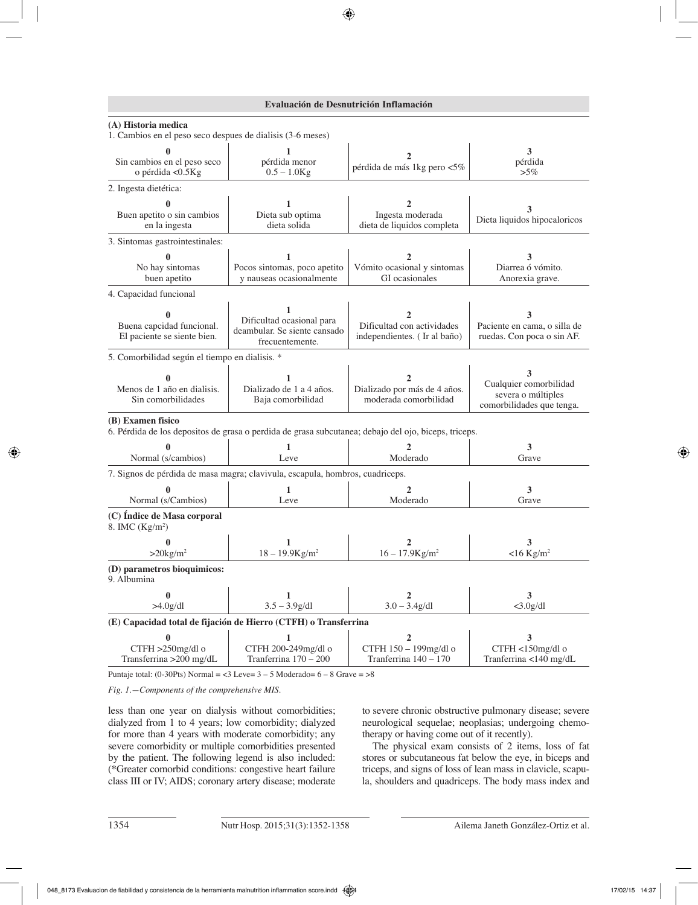**Evaluación de Desnutrición Inflamación**

**(A) Historia medica**

1. Cambios en el peso seco despues de dialisis (3-6 meses)

| 0 | 1 | 2 | 3 |
|---|---|---|---|
| Sin cambios en el peso seco o pérdida <0.5Kg | pérdida menor 0.5 – 1.0Kg | pérdida de más 1kg pero <5% | pérdida >5% |

2. Ingesta dietética:

| 0 | 1 | 2 | 3 |
|---|---|---|---|
| Buen apetito o sin cambios en la ingesta | Dieta sub optima dieta solida | Ingesta moderada dieta de liquidos completa | Dieta liquidos hipocaloricos |

3. Sintomas gastrointestinales:

| 0 | 1 | 2 | 3 |
|---|---|---|---|
| No hay sintomas buen apetito | Pocos sintomas, poco apetito y nauseas ocasionalmente | Vómito ocasional y sintomas GI ocasionales | Diarrea ó vómito. Anorexia grave. |

4. Capacidad funcional

| 0 | 1 | 2 | 3 |
|---|---|---|---|
| Buena capcidad funcional. El paciente se siente bien. | Dificultad ocasional para deambular. Se siente cansado frecuentemente. | Dificultad con actividades independientes. ( Ir al baño) | Paciente en cama, o silla de ruedas. Con poca o sin AF. |

5. Comorbilidad según el tiempo en dialisis. *

| 0 | 1 | 2 | 3 |
|---|---|---|---|
| Menos de 1 año en dialisis. Sin comorbilidades | Dializado de 1 a 4 años. Baja comorbilidad | Dializado por más de 4 años. moderada comorbilidad | Cualquier comorbilidad severa o múltiples comorbilidades que tenga. |

**(B) Examen fisico**

6. Pérdida de los depositos de grasa o perdida de grasa subcutanea; debajo del ojo, biceps, triceps.

| 0 | 1 | 2 | 3 |
|---|---|---|---|
| Normal (s/cambios) | Leve | Moderado | Grave |

7. Signos de pérdida de masa magra; clavivula, escapula, hombros, cuadriceps.

| 0 | 1 | 2 | 3 |
|---|---|---|---|
| Normal (s/Cambios) | Leve | Moderado | Grave |

**(C) Índice de Masa corporal**

8. IMC ($Kg/m^2$)

| 0 | 1 | 2 | 3 |
|---|---|---|---|
| $>20kg/m^2$ | $18 – 19.9Kg/m^2$ | $16 – 17.9Kg/m^2$ | $<16 Kg/m^2$ |

**(D) parametros bioquimicos:**

9. Albumina

| 0 | 1 | 2 | 3 |
|---|---|---|---|
| >4.0g/dl | 3.5 – 3.9g/dl | 3.0 – 3.4g/dl | <3.0g/dl |

**(E) Capacidad total de fijación de Hierro (CTFH) o Transferrina**

| 0 | 1 | 2 | 3 |
|---|---|---|---|
| CTFH >250mg/dl o Transferrina >200 mg/dL | CTFH 200-249mg/dl o Tranferrina 170 – 200 | CTFH 150 – 199mg/dl o Tranferrina 140 – 170 | CTFH <150mg/dl o Tranferrina <140 mg/dL |

Puntaje total: (0-30Pts) Normal = <3 Leve= 3 – 5 Moderado= 6 – 8 Grave = >8

*Fig. 1.—Components of the comprehensive MIS.*

less than one year on dialysis without comorbidities; dialyzed from 1 to 4 years; low comorbidity; dialyzed for more than 4 years with moderate comorbidity; any severe comorbidity or multiple comorbidities presented by the patient. The following legend is also included: (*Greater comorbid conditions: congestive heart failure class III or IV; AIDS; coronary artery disease; moderate to severe chronic obstructive pulmonary disease; severe neurological sequelae; neoplasias; undergoing chemotherapy or having come out of it recently).

The physical exam consists of 2 items, loss of fat stores or subcutaneous fat below the eye, in biceps and triceps, and signs of loss of lean mass in clavicle, scapula, shoulders and quadriceps. The body mass index and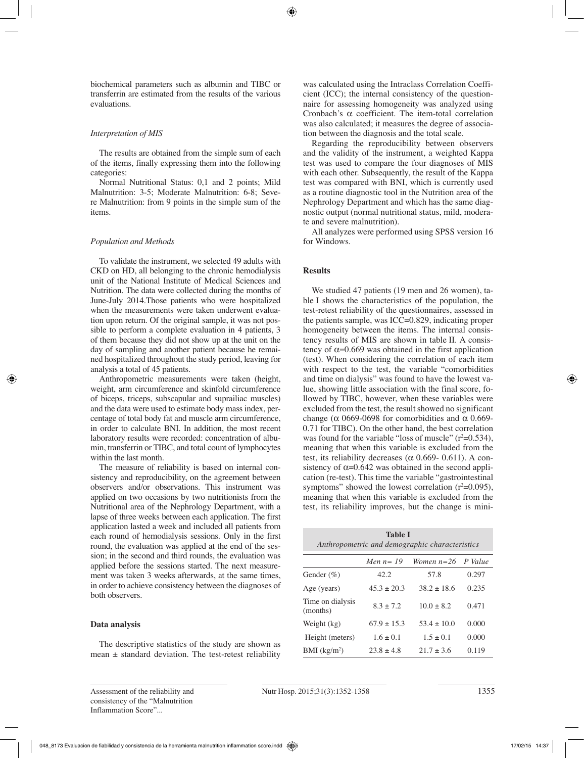biochemical parameters such as albumin and TIBC or transferrin are estimated from the results of the various evaluations.

### *Interpretation of MIS*

The results are obtained from the simple sum of each of the items, finally expressing them into the following categories:

Normal Nutritional Status: 0,1 and 2 points; Mild Malnutrition: 3-5; Moderate Malnutrition: 6-8; Severe Malnutrition: from 9 points in the simple sum of the items.

### *Population and Methods*

To validate the instrument, we selected 49 adults with CKD on HD, all belonging to the chronic hemodialysis unit of the National Institute of Medical Sciences and Nutrition. The data were collected during the months of June-July 2014.Those patients who were hospitalized when the measurements were taken underwent evaluation upon return. Of the original sample, it was not possible to perform a complete evaluation in 4 patients, 3 of them because they did not show up at the unit on the day of sampling and another patient because he remained hospitalized throughout the study period, leaving for analysis a total of 45 patients.

Anthropometric measurements were taken (height, weight, arm circumference and skinfold circumference of biceps, triceps, subscapular and suprailiac muscles) and the data were used to estimate body mass index, percentage of total body fat and muscle arm circumference, in order to calculate BNI. In addition, the most recent laboratory results were recorded: concentration of albumin, transferrin or TIBC, and total count of lymphocytes within the last month.

The measure of reliability is based on internal consistency and reproducibility, on the agreement between observers and/or observations. This instrument was applied on two occasions by two nutritionists from the Nutritional area of the Nephrology Department, with a lapse of three weeks between each application. The first application lasted a week and included all patients from each round of hemodialysis sessions. Only in the first round, the evaluation was applied at the end of the session; in the second and third rounds, the evaluation was applied before the sessions started. The next measurement was taken 3 weeks afterwards, at the same times, in order to achieve consistency between the diagnoses of both observers.

## Data analysis

The descriptive statistics of the study are shown as mean ± standard deviation. The test-retest reliability was calculated using the Intraclass Correlation Coefficient (ICC); the internal consistency of the questionnaire for assessing homogeneity was analyzed using Cronbach's $\alpha$ coefficient. The item-total correlation was also calculated; it measures the degree of association between the diagnosis and the total scale.

Regarding the reproducibility between observers and the validity of the instrument, a weighted Kappa test was used to compare the four diagnoses of MIS with each other. Subsequently, the result of the Kappa test was compared with BNI, which is currently used as a routine diagnostic tool in the Nutrition area of the Nephrology Department and which has the same diagnostic output (normal nutritional status, mild, moderate and severe malnutrition).

All analyzes were performed using SPSS version 16 for Windows.

## Results

We studied 47 patients (19 men and 26 women), table I shows the characteristics of the population, the test-retest reliability of the questionnaires, assessed in the patients sample, was ICC=0.829, indicating proper homogeneity between the items. The internal consistency results of MIS are shown in table II. A consistency of $\alpha$=0.669 was obtained in the first application (test). When considering the correlation of each item with respect to the test, the variable "comorbidities and time on dialysis" was found to have the lowest value, showing little association with the final score, followed by TIBC, however, when these variables were excluded from the test, the result showed no significant change ($\alpha$ 0669-0698 for comorbidities and $\alpha$ 0.669-0.71 for TIBC). On the other hand, the best correlation was found for the variable "loss of muscle" ($r^2$=0.534), meaning that when this variable is excluded from the test, its reliability decreases ($\alpha$ 0.669- 0.611). A consistency of $\alpha$=0.642 was obtained in the second application (re-test). This time the variable "gastrointestinal symptoms" showed the lowest correlation ($r^2$=0.095), meaning that when this variable is excluded from the test, its reliability improves, but the change is mini-

**Table I**
*Anthropometric and demographic characteristics*

| | *Men n= 19* | *Women n=26* | *P Value* |
|---|---|---|---|
| Gender (%) | 42.2 | 57.8 | 0.297 |
| Age (years) | 45.3 ± 20.3 | 38.2 ± 18.6 | 0.235 |
| Time on dialysis (months) | 8.3 ± 7.2 | 10.0 ± 8.2 | 0.471 |
| Weight (kg) | 67.9 ± 15.3 | 53.4 ± 10.0 | 0.000 |
| Height (meters) | 1.6 ± 0.1 | 1.5 ± 0.1 | 0.000 |
| BMI (kg/m$^2$) | 23.8 ± 4.8 | 21.7 ± 3.6 | 0.119 |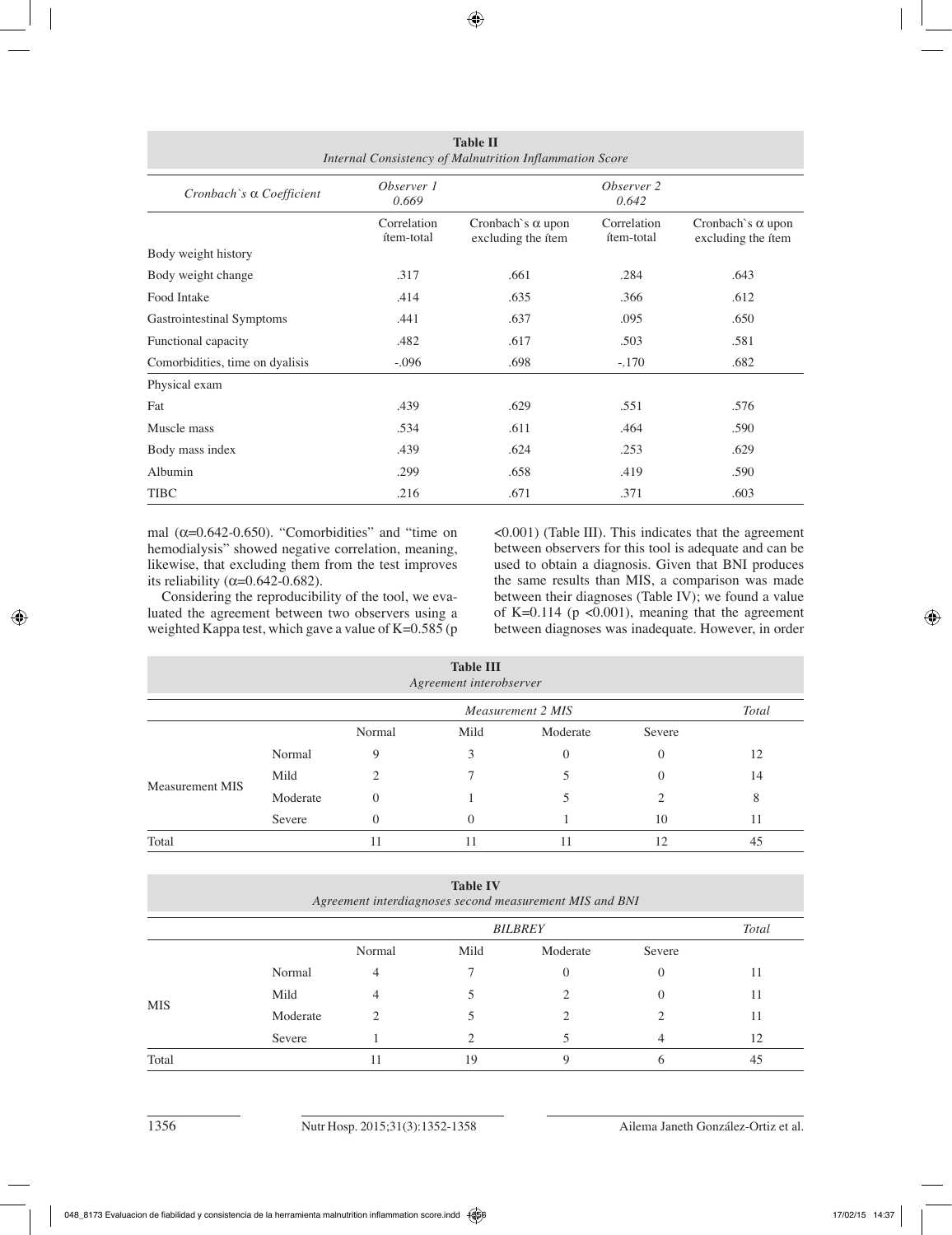**Table II**
*Internal Consistency of Malnutrition Inflammation Score*

| *Cronbach`s α Coefficient* | *Observer 1* 0.669 | | *Observer 2* 0.642 | |
|---|---|---|---|---|
| | Correlation ítem-total | Cronbach`s α upon excluding the ítem | Correlation ítem-total | Cronbach`s α upon excluding the ítem |
| Body weight history | | | | |
| Body weight change | .317 | .661 | .284 | .643 |
| Food Intake | .414 | .635 | .366 | .612 |
| Gastrointestinal Symptoms | .441 | .637 | .095 | .650 |
| Functional capacity | .482 | .617 | .503 | .581 |
| Comorbidities, time on dyalisis | -.096 | .698 | -.170 | .682 |
| Physical exam | | | | |
| Fat | .439 | .629 | .551 | .576 |
| Muscle mass | .534 | .611 | .464 | .590 |
| Body mass index | .439 | .624 | .253 | .629 |
| Albumin | .299 | .658 | .419 | .590 |
| TIBC | .216 | .671 | .371 | .603 |

mal (α=0.642-0.650). "Comorbidities" and "time on hemodialysis" showed negative correlation, meaning, likewise, that excluding them from the test improves its reliability (α=0.642-0.682).

Considering the reproducibility of the tool, we evaluated the agreement between two observers using a weighted Kappa test, which gave a value of K=0.585 (p <0.001) (Table III). This indicates that the agreement between observers for this tool is adequate and can be used to obtain a diagnosis. Given that BNI produces the same results than MIS, a comparison was made between their diagnoses (Table IV); we found a value of K=0.114 (p <0.001), meaning that the agreement between diagnoses was inadequate. However, in order

**Table III**
*Agreement interobserver*

| | | *Measurement 2 MIS* | | | | *Total* |
|---|---|---|---|---|---|---|
| | | Normal | Mild | Moderate | Severe | |
| Measurement MIS | Normal | 9 | 3 | 0 | 0 | 12 |
| | Mild | 2 | 7 | 5 | 0 | 14 |
| | Moderate | 0 | 1 | 5 | 2 | 8 |
| | Severe | 0 | 0 | 1 | 10 | 11 |
| Total | | 11 | 11 | 11 | 12 | 45 |

**Table IV**
*Agreement interdiagnoses second measurement MIS and BNI*

| | | *BILBREY* | | | | *Total* |
|---|---|---|---|---|---|---|
| | | Normal | Mild | Moderate | Severe | |
| MIS | Normal | 4 | 7 | 0 | 0 | 11 |
| | Mild | 4 | 5 | 2 | 0 | 11 |
| | Moderate | 2 | 5 | 2 | 2 | 11 |
| | Severe | 1 | 2 | 5 | 4 | 12 |
| Total | | 11 | 19 | 9 | 6 | 45 |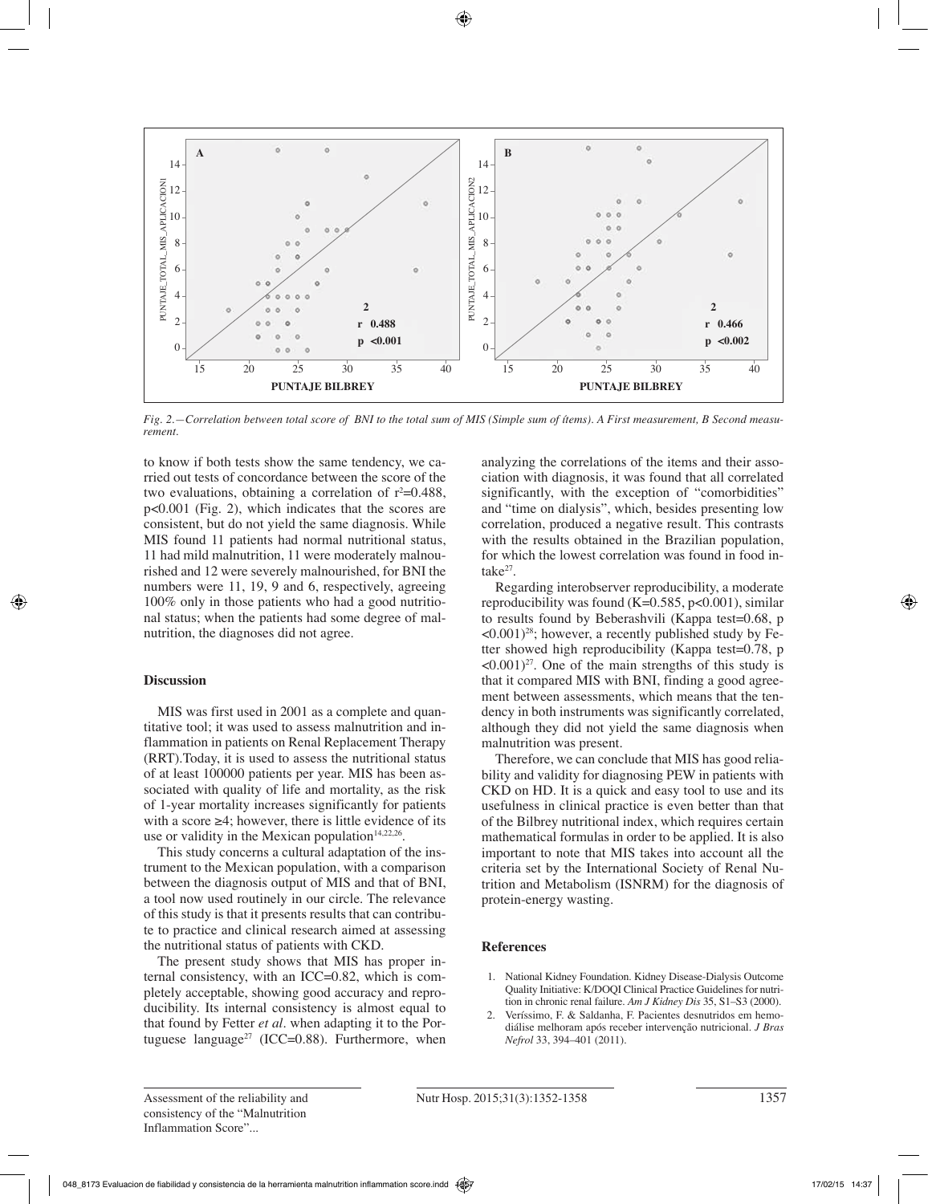Fig. 2.—Correlation between total score of BNI to the total sum of MIS (Simple sum of ítems). A First measurement, B Second measurement.

to know if both tests show the same tendency, we carried out tests of concordance between the score of the two evaluations, obtaining a correlation of $r^2=0.488$, $p<0.001$ (Fig. 2), which indicates that the scores are consistent, but do not yield the same diagnosis. While MIS found 11 patients had normal nutritional status, 11 had mild malnutrition, 11 were moderately malnourished and 12 were severely malnourished, for BNI the numbers were 11, 19, 9 and 6, respectively, agreeing 100% only in those patients who had a good nutritional status; when the patients had some degree of malnutrition, the diagnoses did not agree.

## Discussion

MIS was first used in 2001 as a complete and quantitative tool; it was used to assess malnutrition and inflammation in patients on Renal Replacement Therapy (RRT).Today, it is used to assess the nutritional status of at least 100000 patients per year. MIS has been associated with quality of life and mortality, as the risk of 1-year mortality increases significantly for patients with a score ≥4; however, there is little evidence of its use or validity in the Mexican population[14,22,26].

This study concerns a cultural adaptation of the instrument to the Mexican population, with a comparison between the diagnosis output of MIS and that of BNI, a tool now used routinely in our circle. The relevance of this study is that it presents results that can contribute to practice and clinical research aimed at assessing the nutritional status of patients with CKD.

The present study shows that MIS has proper internal consistency, with an ICC=0.82, which is completely acceptable, showing good accuracy and reproducibility. Its internal consistency is almost equal to that found by Fetter *et al*. when adapting it to the Portuguese language[27] (ICC=0.88). Furthermore, when analyzing the correlations of the items and their association with diagnosis, it was found that all correlated significantly, with the exception of "comorbidities" and "time on dialysis", which, besides presenting low correlation, produced a negative result. This contrasts with the results obtained in the Brazilian population, for which the lowest correlation was found in food intake[27].

Regarding interobserver reproducibility, a moderate reproducibility was found (K=0.585, $p<0.001$), similar to results found by Beberashvili (Kappa test=0.68, $p<0.001$)[28]; however, a recently published study by Fetter showed high reproducibility (Kappa test=0.78, $p<0.001$)[27]. One of the main strengths of this study is that it compared MIS with BNI, finding a good agreement between assessments, which means that the tendency in both instruments was significantly correlated, although they did not yield the same diagnosis when malnutrition was present.

Therefore, we can conclude that MIS has good reliability and validity for diagnosing PEW in patients with CKD on HD. It is a quick and easy tool to use and its usefulness in clinical practice is even better than that of the Bilbrey nutritional index, which requires certain mathematical formulas in order to be applied. It is also important to note that MIS takes into account all the criteria set by the International Society of Renal Nutrition and Metabolism (ISNRM) for the diagnosis of protein-energy wasting.

## References

1. National Kidney Foundation. Kidney Disease-Dialysis Outcome Quality Initiative: K/DOQI Clinical Practice Guidelines for nutrition in chronic renal failure. *Am J Kidney Dis* 35, S1–S3 (2000).
2. Veríssimo, F. & Saldanha, F. Pacientes desnutridos em hemodiálise melhoram após receber intervenção nutricional. *J Bras Nefrol* 33, 394–401 (2011).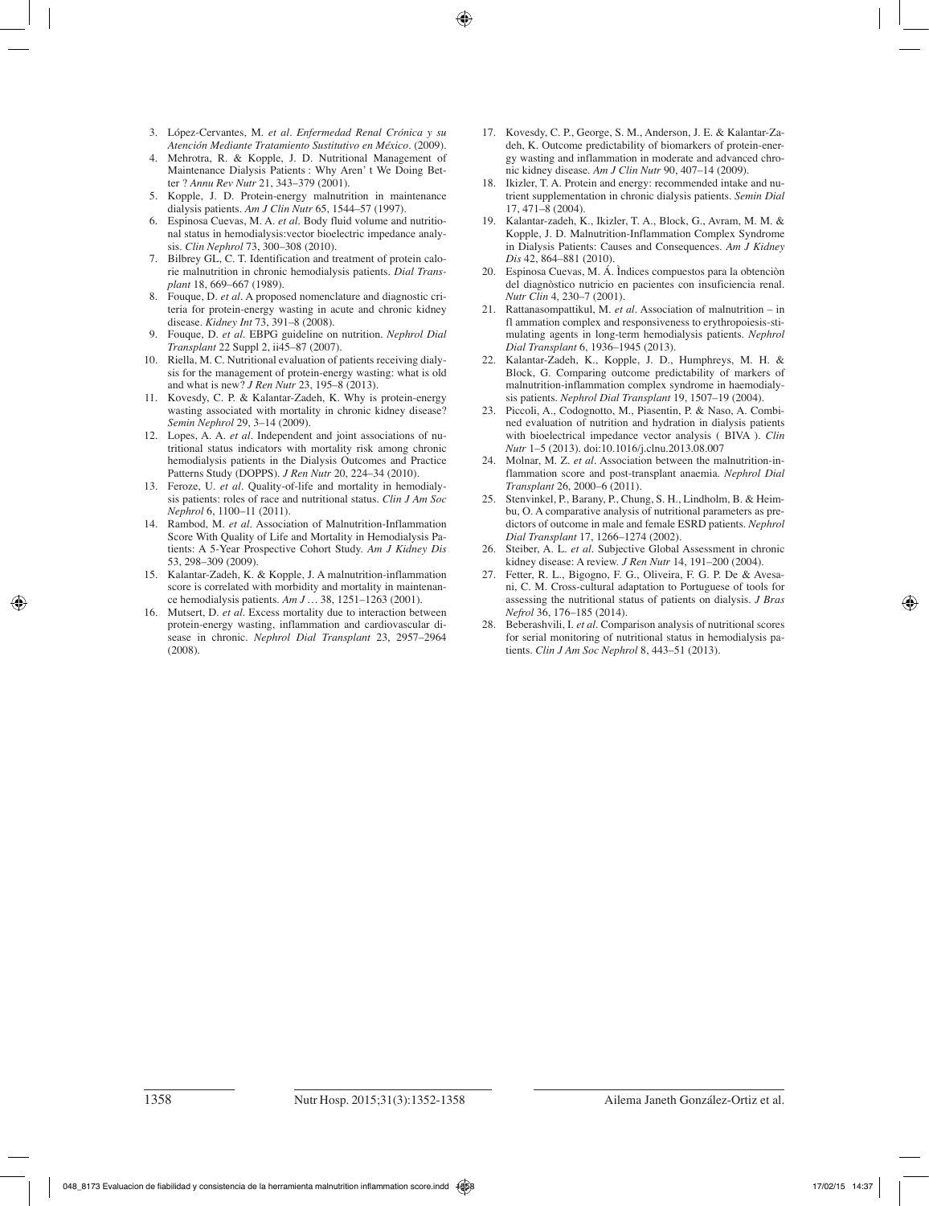3. López-Cervantes, M. *et al*. *Enfermedad Renal Crónica y su Atención Mediante Tratamiento Sustitutivo en México*. (2009).
4. Mehrotra, R. & Kopple, J. D. Nutritional Management of Maintenance Dialysis Patients : Why Aren' t We Doing Better ? *Annu Rev Nutr* 21, 343–379 (2001).
5. Kopple, J. D. Protein-energy malnutrition in maintenance dialysis patients. *Am J Clin Nutr* 65, 1544–57 (1997).
6. Espinosa Cuevas, M. A. *et al*. Body fluid volume and nutritional status in hemodialysis:vector bioelectric impedance analysis. *Clin Nephrol* 73, 300–308 (2010).
7. Bilbrey GL, C. T. Identification and treatment of protein calorie malnutrition in chronic hemodialysis patients. *Dial Transplant* 18, 669–667 (1989).
8. Fouque, D. *et al*. A proposed nomenclature and diagnostic criteria for protein-energy wasting in acute and chronic kidney disease. *Kidney Int* 73, 391–8 (2008).
9. Fouque, D. *et al*. EBPG guideline on nutrition. *Nephrol Dial Transplant* 22 Suppl 2, ii45–87 (2007).
10. Riella, M. C. Nutritional evaluation of patients receiving dialysis for the management of protein-energy wasting: what is old and what is new? *J Ren Nutr* 23, 195–8 (2013).
11. Kovesdy, C. P. & Kalantar-Zadeh, K. Why is protein-energy wasting associated with mortality in chronic kidney disease? *Semin Nephrol* 29, 3–14 (2009).
12. Lopes, A. A. *et al*. Independent and joint associations of nutritional status indicators with mortality risk among chronic hemodialysis patients in the Dialysis Outcomes and Practice Patterns Study (DOPPS). *J Ren Nutr* 20, 224–34 (2010).
13. Feroze, U. *et al*. Quality-of-life and mortality in hemodialysis patients: roles of race and nutritional status. *Clin J Am Soc Nephrol* 6, 1100–11 (2011).
14. Rambod, M. *et al*. Association of Malnutrition-Inflammation Score With Quality of Life and Mortality in Hemodialysis Patients: A 5-Year Prospective Cohort Study. *Am J Kidney Dis* 53, 298–309 (2009).
15. Kalantar-Zadeh, K. & Kopple, J. A malnutrition-inflammation score is correlated with morbidity and mortality in maintenance hemodialysis patients. *Am J …* 38, 1251–1263 (2001).
16. Mutsert, D. *et al*. Excess mortality due to interaction between protein-energy wasting, inflammation and cardiovascular disease in chronic. *Nephrol Dial Transplant* 23, 2957–2964 (2008).
17. Kovesdy, C. P., George, S. M., Anderson, J. E. & Kalantar-Zadeh, K. Outcome predictability of biomarkers of protein-energy wasting and inflammation in moderate and advanced chronic kidney disease. *Am J Clin Nutr* 90, 407–14 (2009).
18. Ikizler, T. A. Protein and energy: recommended intake and nutrient supplementation in chronic dialysis patients. *Semin Dial* 17, 471–8 (2004).
19. Kalantar-zadeh, K., Ikizler, T. A., Block, G., Avram, M. M. & Kopple, J. D. Malnutrition-Inflammation Complex Syndrome in Dialysis Patients: Causes and Consequences. *Am J Kidney Dis* 42, 864–881 (2010).
20. Espinosa Cuevas, M. Á. Ìndices compuestos para la obtenciòn del diagnòstico nutricio en pacientes con insuficiencia renal. *Nutr Clin* 4, 230–7 (2001).
21. Rattanasompattikul, M. *et al*. Association of malnutrition – in fl ammation complex and responsiveness to erythropoiesis-stimulating agents in long-term hemodialysis patients. *Nephrol Dial Transplant* 6, 1936–1945 (2013).
22. Kalantar-Zadeh, K., Kopple, J. D., Humphreys, M. H. & Block, G. Comparing outcome predictability of markers of malnutrition-inflammation complex syndrome in haemodialysis patients. *Nephrol Dial Transplant* 19, 1507–19 (2004).
23. Piccoli, A., Codognotto, M., Piasentin, P. & Naso, A. Combined evaluation of nutrition and hydration in dialysis patients with bioelectrical impedance vector analysis ( BIVA ). *Clin Nutr* 1–5 (2013). doi:10.1016/j.clnu.2013.08.007
24. Molnar, M. Z. *et al*. Association between the malnutrition-inflammation score and post-transplant anaemia. *Nephrol Dial Transplant* 26, 2000–6 (2011).
25. Stenvinkel, P., Barany, P., Chung, S. H., Lindholm, B. & Heimbu, O. A comparative analysis of nutritional parameters as predictors of outcome in male and female ESRD patients. *Nephrol Dial Transplant* 17, 1266–1274 (2002).
26. Steiber, A. L. *et al*. Subjective Global Assessment in chronic kidney disease: A review. *J Ren Nutr* 14, 191–200 (2004).
27. Fetter, R. L., Bigogno, F. G., Oliveira, F. G. P. De & Avesani, C. M. Cross-cultural adaptation to Portuguese of tools for assessing the nutritional status of patients on dialysis. *J Bras Nefrol* 36, 176–185 (2014).
28. Beberashvili, I. *et al*. Comparison analysis of nutritional scores for serial monitoring of nutritional status in hemodialysis patients. *Clin J Am Soc Nephrol* 8, 443–51 (2013).